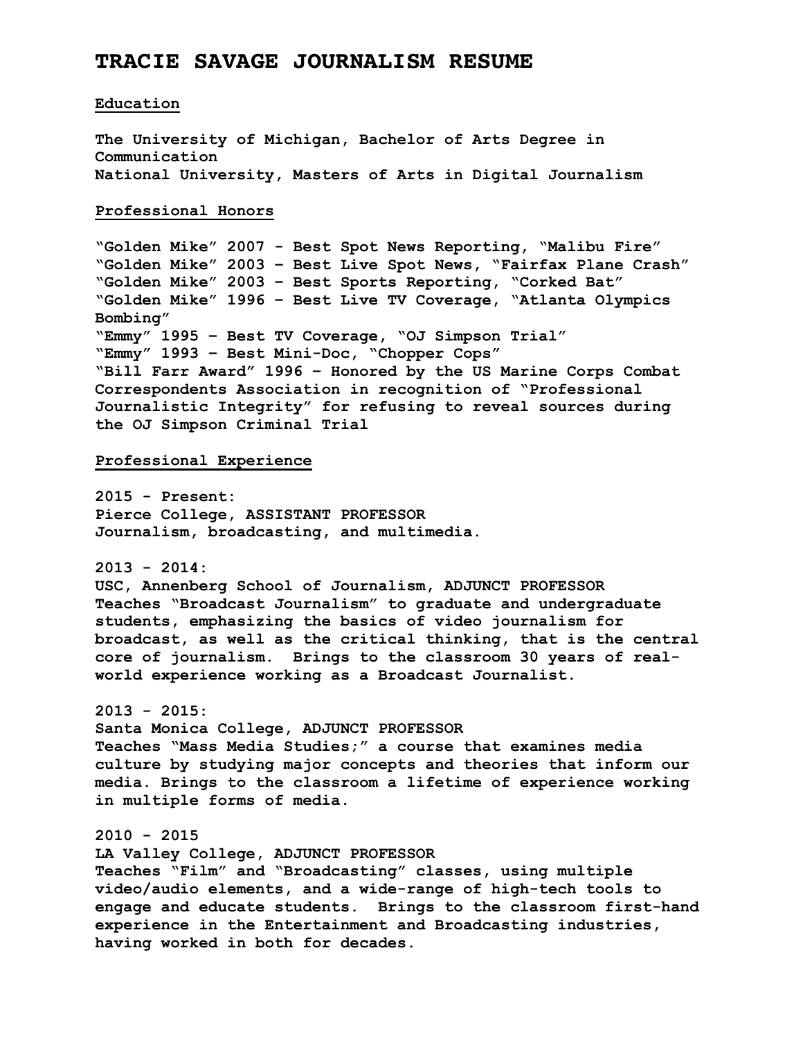# TRACIE SAVAGE JOURNALISM RESUME

## Education

**The University of Michigan, Bachelor of Arts Degree in Communication**
**National University, Masters of Arts in Digital Journalism**

## Professional Honors

**"Golden Mike" 2007 - Best Spot News Reporting, "Malibu Fire"**
**"Golden Mike" 2003 – Best Live Spot News, "Fairfax Plane Crash"**
**"Golden Mike" 2003 – Best Sports Reporting, "Corked Bat"**
**"Golden Mike" 1996 – Best Live TV Coverage, "Atlanta Olympics Bombing"**
**"Emmy" 1995 – Best TV Coverage, "OJ Simpson Trial"**
**"Emmy" 1993 – Best Mini-Doc, "Chopper Cops"**
**"Bill Farr Award" 1996 – Honored by the US Marine Corps Combat Correspondents Association in recognition of "Professional Journalistic Integrity" for refusing to reveal sources during the OJ Simpson Criminal Trial**

## Professional Experience

**2015 - Present:**
**Pierce College, ASSISTANT PROFESSOR**
**Journalism, broadcasting, and multimedia.**

**2013 - 2014:**
**USC, Annenberg School of Journalism, ADJUNCT PROFESSOR**
**Teaches "Broadcast Journalism" to graduate and undergraduate students, emphasizing the basics of video journalism for broadcast, as well as the critical thinking, that is the central core of journalism. Brings to the classroom 30 years of real-world experience working as a Broadcast Journalist.**

**2013 - 2015:**
**Santa Monica College, ADJUNCT PROFESSOR**
**Teaches "Mass Media Studies;" a course that examines media culture by studying major concepts and theories that inform our media. Brings to the classroom a lifetime of experience working in multiple forms of media.**

**2010 - 2015**
**LA Valley College, ADJUNCT PROFESSOR**
**Teaches "Film" and "Broadcasting" classes, using multiple video/audio elements, and a wide-range of high-tech tools to engage and educate students. Brings to the classroom first-hand experience in the Entertainment and Broadcasting industries, having worked in both for decades.**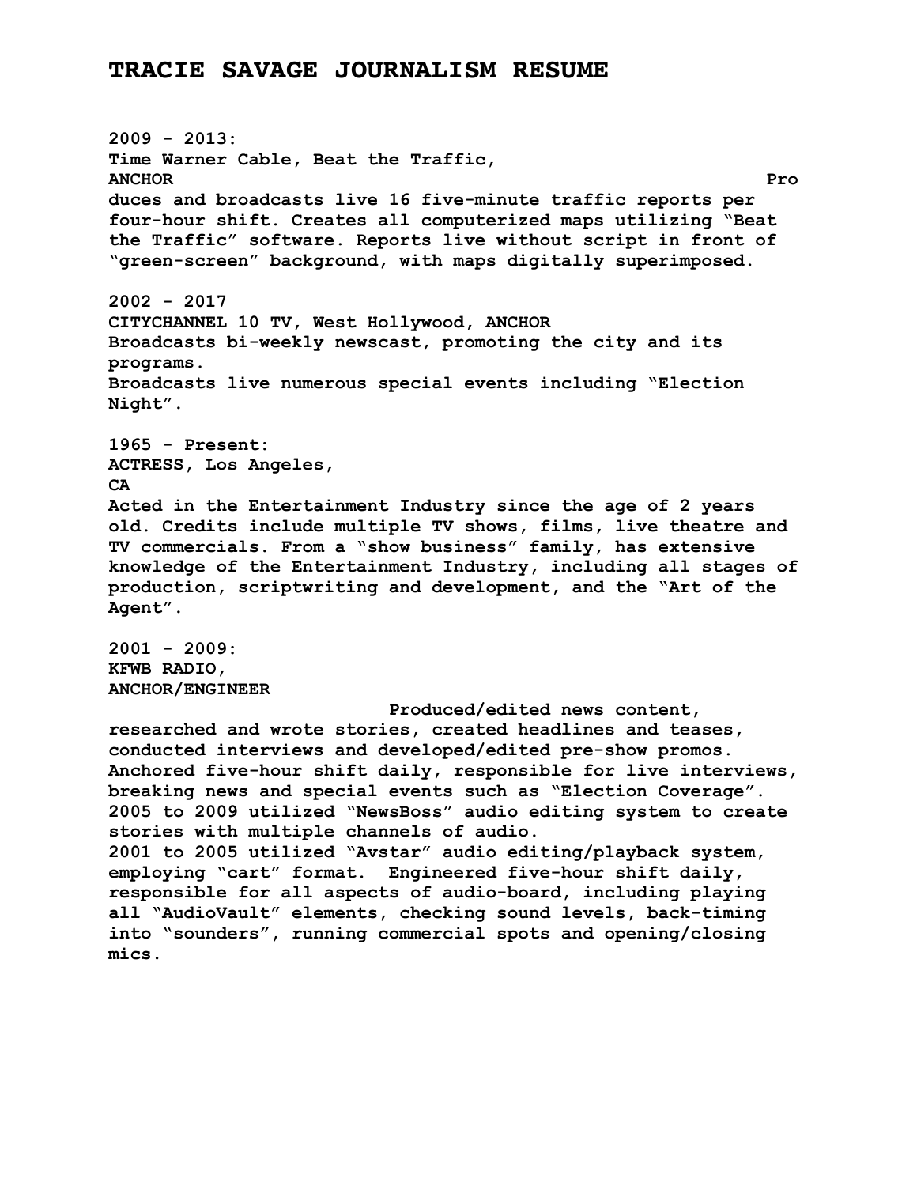# TRACIE SAVAGE JOURNALISM RESUME

**2009 - 2013:**
**Time Warner Cable, Beat the Traffic,**
**ANCHOR**
**Produces and broadcasts live 16 five-minute traffic reports per four-hour shift. Creates all computerized maps utilizing "Beat the Traffic" software. Reports live without script in front of "green-screen" background, with maps digitally superimposed.**

**2002 - 2017**
**CITYCHANNEL 10 TV, West Hollywood, ANCHOR**
**Broadcasts bi-weekly newscast, promoting the city and its programs.**
**Broadcasts live numerous special events including "Election Night".**

**1965 - Present:**
**ACTRESS, Los Angeles, CA**
**Acted in the Entertainment Industry since the age of 2 years old. Credits include multiple TV shows, films, live theatre and TV commercials. From a "show business" family, has extensive knowledge of the Entertainment Industry, including all stages of production, scriptwriting and development, and the "Art of the Agent".**

**2001 - 2009:**
**KFWB RADIO,**
**ANCHOR/ENGINEER**
**Produced/edited news content, researched and wrote stories, created headlines and teases, conducted interviews and developed/edited pre-show promos. Anchored five-hour shift daily, responsible for live interviews, breaking news and special events such as "Election Coverage".**
**2005 to 2009 utilized "NewsBoss" audio editing system to create stories with multiple channels of audio.**
**2001 to 2005 utilized "Avstar" audio editing/playback system, employing "cart" format. Engineered five-hour shift daily, responsible for all aspects of audio-board, including playing all "AudioVault" elements, checking sound levels, back-timing into "sounders", running commercial spots and opening/closing mics.**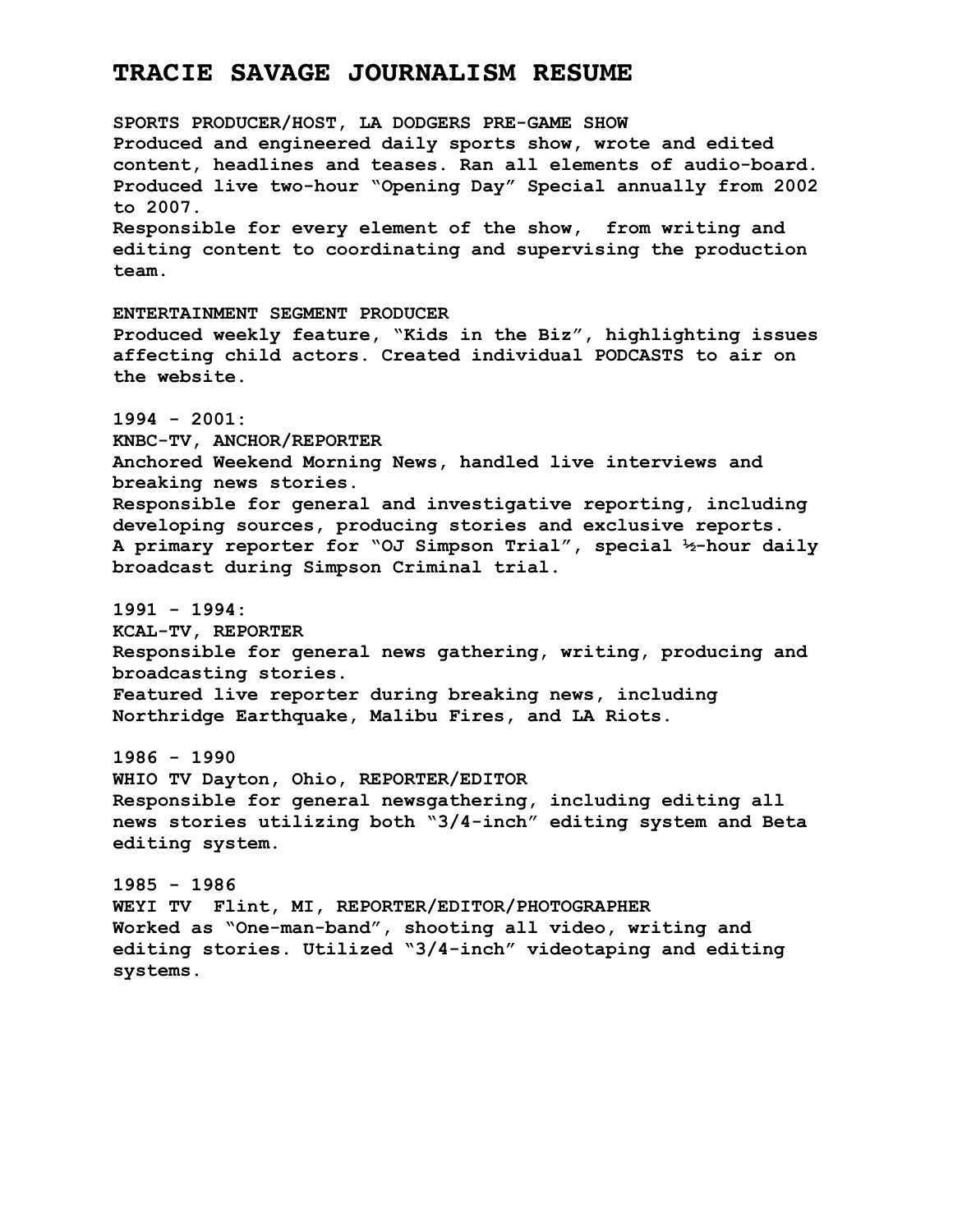# TRACIE SAVAGE JOURNALISM RESUME

**SPORTS PRODUCER/HOST, LA DODGERS PRE-GAME SHOW**
**Produced and engineered daily sports show, wrote and edited content, headlines and teases. Ran all elements of audio-board. Produced live two-hour "Opening Day" Special annually from 2002 to 2007.**
**Responsible for every element of the show, from writing and editing content to coordinating and supervising the production team.**

**ENTERTAINMENT SEGMENT PRODUCER**
**Produced weekly feature, "Kids in the Biz", highlighting issues affecting child actors. Created individual PODCASTS to air on the website.**

**1994 - 2001:**
**KNBC-TV, ANCHOR/REPORTER**
**Anchored Weekend Morning News, handled live interviews and breaking news stories.**
**Responsible for general and investigative reporting, including developing sources, producing stories and exclusive reports.**
**A primary reporter for "OJ Simpson Trial", special ½-hour daily broadcast during Simpson Criminal trial.**

**1991 - 1994:**
**KCAL-TV, REPORTER**
**Responsible for general news gathering, writing, producing and broadcasting stories.**
**Featured live reporter during breaking news, including Northridge Earthquake, Malibu Fires, and LA Riots.**

**1986 - 1990**
**WHIO TV Dayton, Ohio, REPORTER/EDITOR**
**Responsible for general newsgathering, including editing all news stories utilizing both "3/4-inch" editing system and Beta editing system.**

**1985 - 1986**
**WEYI TV Flint, MI, REPORTER/EDITOR/PHOTOGRAPHER**
**Worked as "One-man-band", shooting all video, writing and editing stories. Utilized "3/4-inch" videotaping and editing systems.**